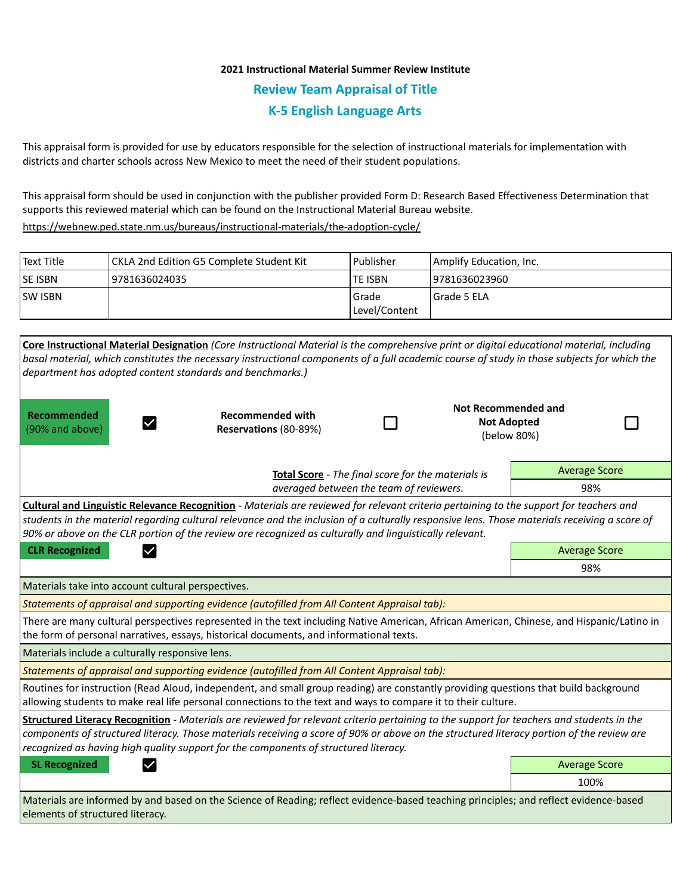**2021 Instructional Material Summer Review Institute**

## Review Team Appraisal of Title

## K-5 English Language Arts

This appraisal form is provided for use by educators responsible for the selection of instructional materials for implementation with districts and charter schools across New Mexico to meet the need of their student populations.

This appraisal form should be used in conjunction with the publisher provided Form D: Research Based Effectiveness Determination that supports this reviewed material which can be found on the Instructional Material Bureau website.

https://webnew.ped.state.nm.us/bureaus/instructional-materials/the-adoption-cycle/

| Text Title | CKLA 2nd Edition G5 Complete Student Kit | Publisher | Amplify Education, Inc. |
|---|---|---|---|
| SE ISBN | 9781636024035 | TE ISBN | 9781636023960 |
| SW ISBN | | Grade Level/Content | Grade 5 ELA |

**Core Instructional Material Designation** *(Core Instructional Material is the comprehensive print or digital educational material, including basal material, which constitutes the necessary instructional components of a full academic course of study in those subjects for which the department has adopted content standards and benchmarks.)*

| **Recommended** (90% and above) | ☑ | **Recommended with Reservations** (80-89%) | ☐ | **Not Recommended and Not Adopted** (below 80%) | ☐ |
|---|---|---|---|---|---|

**Total Score** - *The final score for the materials is averaged between the team of reviewers.*

| Average Score |
|---|
| 98% |

**Cultural and Linguistic Relevance Recognition** - *Materials are reviewed for relevant criteria pertaining to the support for teachers and students in the material regarding cultural relevance and the inclusion of a culturally responsive lens. Those materials receiving a score of 90% or above on the CLR portion of the review are recognized as culturally and linguistically relevant.*

**CLR Recognized** ☑

| Average Score |
|---|
| 98% |

Materials take into account cultural perspectives.

*Statements of appraisal and supporting evidence (autofilled from All Content Appraisal tab):*

There are many cultural perspectives represented in the text including Native American, African American, Chinese, and Hispanic/Latino in the form of personal narratives, essays, historical documents, and informational texts.

Materials include a culturally responsive lens.

*Statements of appraisal and supporting evidence (autofilled from All Content Appraisal tab):*

Routines for instruction (Read Aloud, independent, and small group reading) are constantly providing questions that build background allowing students to make real life personal connections to the text and ways to compare it to their culture.

**Structured Literacy Recognition** - *Materials are reviewed for relevant criteria pertaining to the support for teachers and students in the components of structured literacy. Those materials receiving a score of 90% or above on the structured literacy portion of the review are recognized as having high quality support for the components of structured literacy.*

**SL Recognized** ☑

| Average Score |
|---|
| 100% |

Materials are informed by and based on the Science of Reading; reflect evidence-based teaching principles; and reflect evidence-based elements of structured literacy.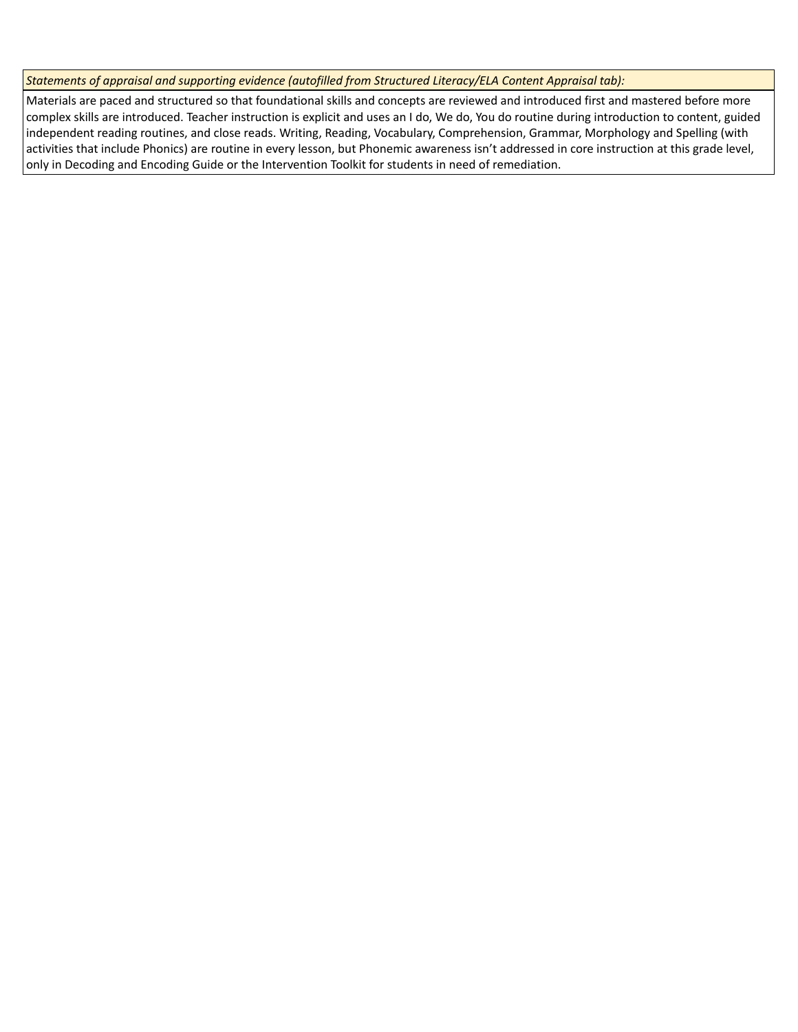*Statements of appraisal and supporting evidence (autofilled from Structured Literacy/ELA Content Appraisal tab):*

Materials are paced and structured so that foundational skills and concepts are reviewed and introduced first and mastered before more complex skills are introduced. Teacher instruction is explicit and uses an I do, We do, You do routine during introduction to content, guided independent reading routines, and close reads. Writing, Reading, Vocabulary, Comprehension, Grammar, Morphology and Spelling (with activities that include Phonics) are routine in every lesson, but Phonemic awareness isn't addressed in core instruction at this grade level, only in Decoding and Encoding Guide or the Intervention Toolkit for students in need of remediation.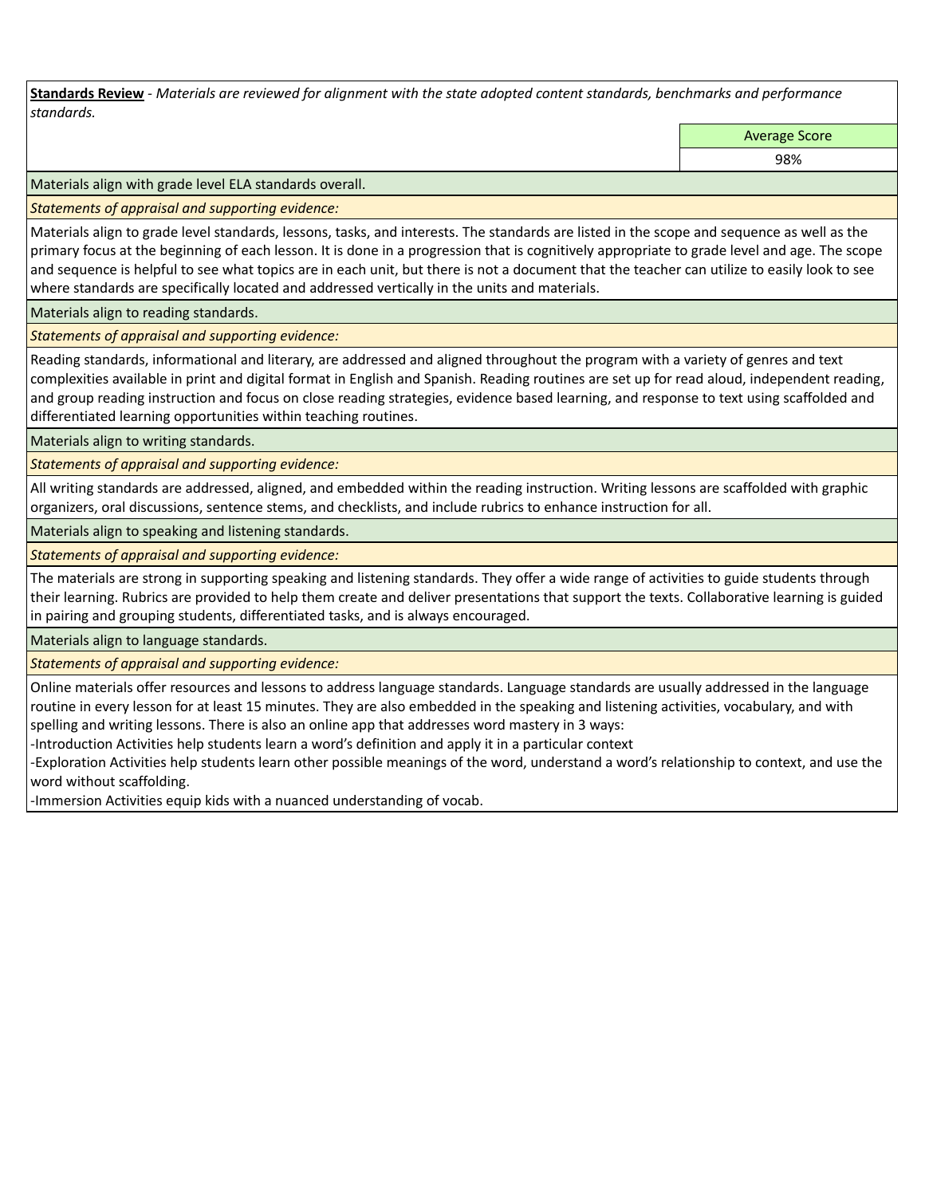**Standards Review** - *Materials are reviewed for alignment with the state adopted content standards, benchmarks and performance standards.*

| | Average Score |
|---|---|
| | 98% |

Materials align with grade level ELA standards overall.

*Statements of appraisal and supporting evidence:*

Materials align to grade level standards, lessons, tasks, and interests. The standards are listed in the scope and sequence as well as the primary focus at the beginning of each lesson. It is done in a progression that is cognitively appropriate to grade level and age. The scope and sequence is helpful to see what topics are in each unit, but there is not a document that the teacher can utilize to easily look to see where standards are specifically located and addressed vertically in the units and materials.

Materials align to reading standards.

*Statements of appraisal and supporting evidence:*

Reading standards, informational and literary, are addressed and aligned throughout the program with a variety of genres and text complexities available in print and digital format in English and Spanish. Reading routines are set up for read aloud, independent reading, and group reading instruction and focus on close reading strategies, evidence based learning, and response to text using scaffolded and differentiated learning opportunities within teaching routines.

Materials align to writing standards.

*Statements of appraisal and supporting evidence:*

All writing standards are addressed, aligned, and embedded within the reading instruction. Writing lessons are scaffolded with graphic organizers, oral discussions, sentence stems, and checklists, and include rubrics to enhance instruction for all.

Materials align to speaking and listening standards.

*Statements of appraisal and supporting evidence:*

The materials are strong in supporting speaking and listening standards. They offer a wide range of activities to guide students through their learning. Rubrics are provided to help them create and deliver presentations that support the texts. Collaborative learning is guided in pairing and grouping students, differentiated tasks, and is always encouraged.

Materials align to language standards.

*Statements of appraisal and supporting evidence:*

Online materials offer resources and lessons to address language standards. Language standards are usually addressed in the language routine in every lesson for at least 15 minutes. They are also embedded in the speaking and listening activities, vocabulary, and with spelling and writing lessons. There is also an online app that addresses word mastery in 3 ways:

-Introduction Activities help students learn a word's definition and apply it in a particular context

-Exploration Activities help students learn other possible meanings of the word, understand a word's relationship to context, and use the word without scaffolding.

-Immersion Activities equip kids with a nuanced understanding of vocab.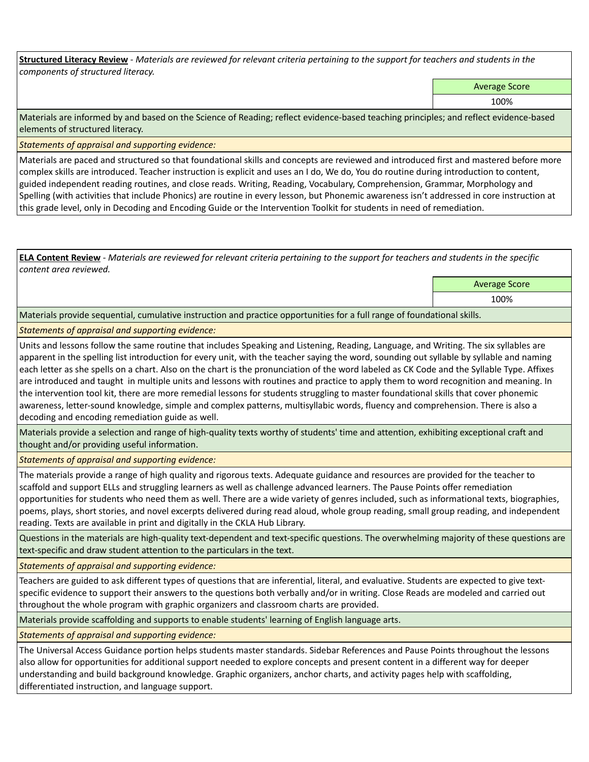**Structured Literacy Review** - *Materials are reviewed for relevant criteria pertaining to the support for teachers and students in the components of structured literacy.*

| | Average Score |
|---|---|
| | 100% |

Materials are informed by and based on the Science of Reading; reflect evidence-based teaching principles; and reflect evidence-based elements of structured literacy.

*Statements of appraisal and supporting evidence:*

Materials are paced and structured so that foundational skills and concepts are reviewed and introduced first and mastered before more complex skills are introduced. Teacher instruction is explicit and uses an I do, We do, You do routine during introduction to content, guided independent reading routines, and close reads. Writing, Reading, Vocabulary, Comprehension, Grammar, Morphology and Spelling (with activities that include Phonics) are routine in every lesson, but Phonemic awareness isn't addressed in core instruction at this grade level, only in Decoding and Encoding Guide or the Intervention Toolkit for students in need of remediation.

**ELA Content Review** - *Materials are reviewed for relevant criteria pertaining to the support for teachers and students in the specific content area reviewed.*

| | Average Score |
|---|---|
| | 100% |

Materials provide sequential, cumulative instruction and practice opportunities for a full range of foundational skills.

*Statements of appraisal and supporting evidence:*

Units and lessons follow the same routine that includes Speaking and Listening, Reading, Language, and Writing. The six syllables are apparent in the spelling list introduction for every unit, with the teacher saying the word, sounding out syllable by syllable and naming each letter as she spells on a chart. Also on the chart is the pronunciation of the word labeled as CK Code and the Syllable Type. Affixes are introduced and taught in multiple units and lessons with routines and practice to apply them to word recognition and meaning. In the intervention tool kit, there are more remedial lessons for students struggling to master foundational skills that cover phonemic awareness, letter-sound knowledge, simple and complex patterns, multisyllabic words, fluency and comprehension. There is also a decoding and encoding remediation guide as well.

Materials provide a selection and range of high-quality texts worthy of students' time and attention, exhibiting exceptional craft and thought and/or providing useful information.

*Statements of appraisal and supporting evidence:*

The materials provide a range of high quality and rigorous texts. Adequate guidance and resources are provided for the teacher to scaffold and support ELLs and struggling learners as well as challenge advanced learners. The Pause Points offer remediation opportunities for students who need them as well. There are a wide variety of genres included, such as informational texts, biographies, poems, plays, short stories, and novel excerpts delivered during read aloud, whole group reading, small group reading, and independent reading. Texts are available in print and digitally in the CKLA Hub Library.

Questions in the materials are high-quality text-dependent and text-specific questions. The overwhelming majority of these questions are text-specific and draw student attention to the particulars in the text.

*Statements of appraisal and supporting evidence:*

Teachers are guided to ask different types of questions that are inferential, literal, and evaluative. Students are expected to give text-specific evidence to support their answers to the questions both verbally and/or in writing. Close Reads are modeled and carried out throughout the whole program with graphic organizers and classroom charts are provided.

Materials provide scaffolding and supports to enable students' learning of English language arts.

*Statements of appraisal and supporting evidence:*

The Universal Access Guidance portion helps students master standards. Sidebar References and Pause Points throughout the lessons also allow for opportunities for additional support needed to explore concepts and present content in a different way for deeper understanding and build background knowledge. Graphic organizers, anchor charts, and activity pages help with scaffolding, differentiated instruction, and language support.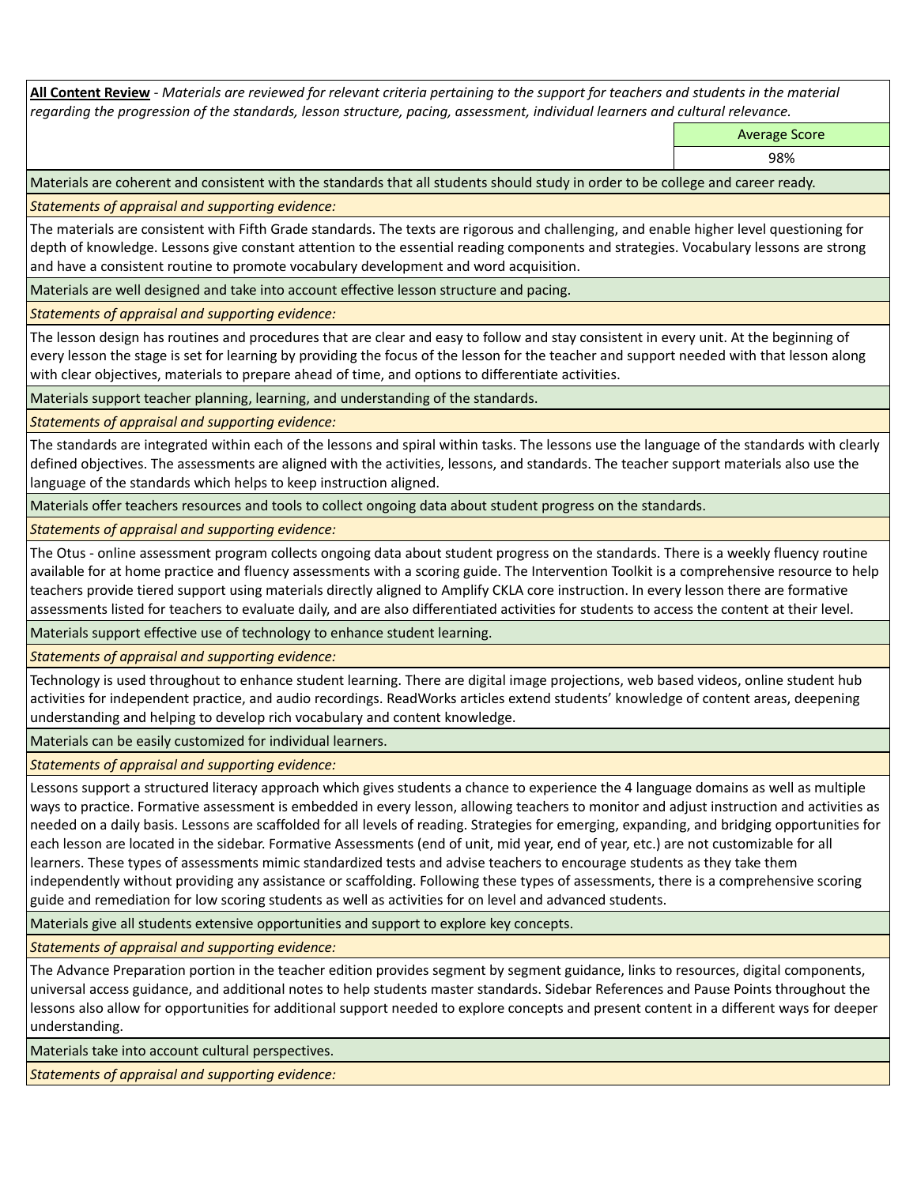**All Content Review** - *Materials are reviewed for relevant criteria pertaining to the support for teachers and students in the material regarding the progression of the standards, lesson structure, pacing, assessment, individual learners and cultural relevance.*

| | Average Score |
|---|---|
| | 98% |

Materials are coherent and consistent with the standards that all students should study in order to be college and career ready.

*Statements of appraisal and supporting evidence:*

The materials are consistent with Fifth Grade standards. The texts are rigorous and challenging, and enable higher level questioning for depth of knowledge. Lessons give constant attention to the essential reading components and strategies. Vocabulary lessons are strong and have a consistent routine to promote vocabulary development and word acquisition.

Materials are well designed and take into account effective lesson structure and pacing.

*Statements of appraisal and supporting evidence:*

The lesson design has routines and procedures that are clear and easy to follow and stay consistent in every unit. At the beginning of every lesson the stage is set for learning by providing the focus of the lesson for the teacher and support needed with that lesson along with clear objectives, materials to prepare ahead of time, and options to differentiate activities.

Materials support teacher planning, learning, and understanding of the standards.

*Statements of appraisal and supporting evidence:*

The standards are integrated within each of the lessons and spiral within tasks. The lessons use the language of the standards with clearly defined objectives. The assessments are aligned with the activities, lessons, and standards. The teacher support materials also use the language of the standards which helps to keep instruction aligned.

Materials offer teachers resources and tools to collect ongoing data about student progress on the standards.

*Statements of appraisal and supporting evidence:*

The Otus - online assessment program collects ongoing data about student progress on the standards. There is a weekly fluency routine available for at home practice and fluency assessments with a scoring guide. The Intervention Toolkit is a comprehensive resource to help teachers provide tiered support using materials directly aligned to Amplify CKLA core instruction. In every lesson there are formative assessments listed for teachers to evaluate daily, and are also differentiated activities for students to access the content at their level.

Materials support effective use of technology to enhance student learning.

*Statements of appraisal and supporting evidence:*

Technology is used throughout to enhance student learning. There are digital image projections, web based videos, online student hub activities for independent practice, and audio recordings. ReadWorks articles extend students' knowledge of content areas, deepening understanding and helping to develop rich vocabulary and content knowledge.

Materials can be easily customized for individual learners.

*Statements of appraisal and supporting evidence:*

Lessons support a structured literacy approach which gives students a chance to experience the 4 language domains as well as multiple ways to practice. Formative assessment is embedded in every lesson, allowing teachers to monitor and adjust instruction and activities as needed on a daily basis. Lessons are scaffolded for all levels of reading. Strategies for emerging, expanding, and bridging opportunities for each lesson are located in the sidebar. Formative Assessments (end of unit, mid year, end of year, etc.) are not customizable for all learners. These types of assessments mimic standardized tests and advise teachers to encourage students as they take them independently without providing any assistance or scaffolding. Following these types of assessments, there is a comprehensive scoring guide and remediation for low scoring students as well as activities for on level and advanced students.

Materials give all students extensive opportunities and support to explore key concepts.

*Statements of appraisal and supporting evidence:*

The Advance Preparation portion in the teacher edition provides segment by segment guidance, links to resources, digital components, universal access guidance, and additional notes to help students master standards. Sidebar References and Pause Points throughout the lessons also allow for opportunities for additional support needed to explore concepts and present content in a different ways for deeper understanding.

Materials take into account cultural perspectives.

*Statements of appraisal and supporting evidence:*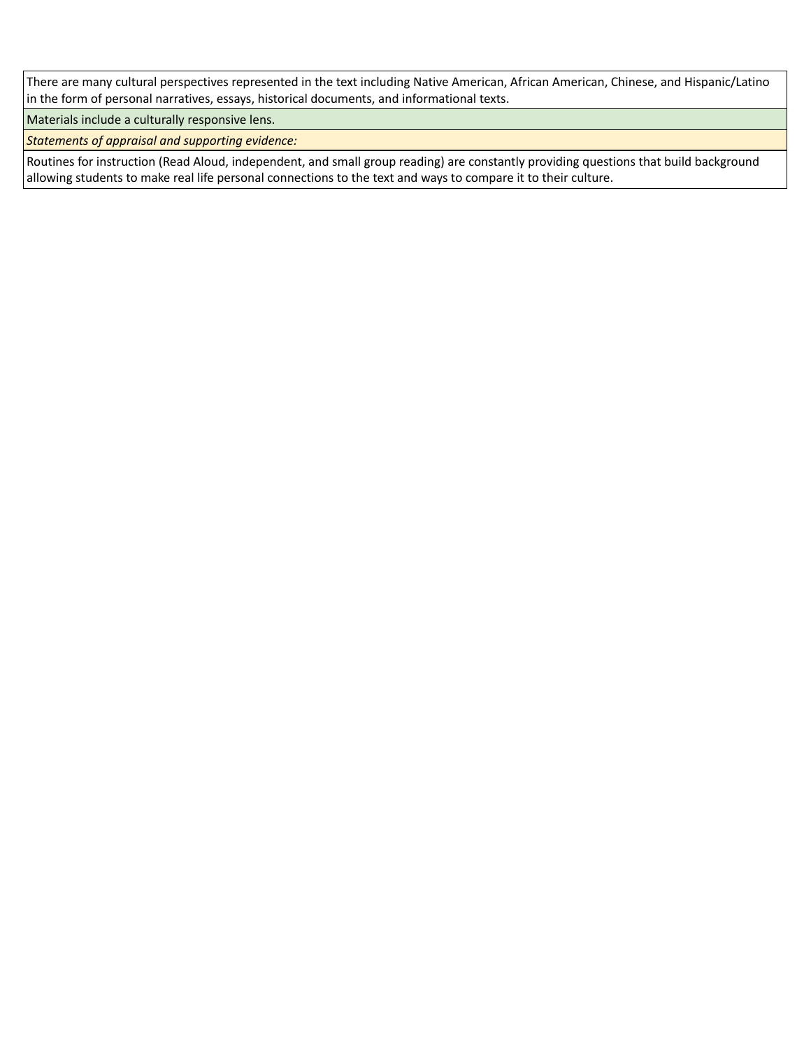There are many cultural perspectives represented in the text including Native American, African American, Chinese, and Hispanic/Latino in the form of personal narratives, essays, historical documents, and informational texts.

Materials include a culturally responsive lens.

*Statements of appraisal and supporting evidence:*

Routines for instruction (Read Aloud, independent, and small group reading) are constantly providing questions that build background allowing students to make real life personal connections to the text and ways to compare it to their culture.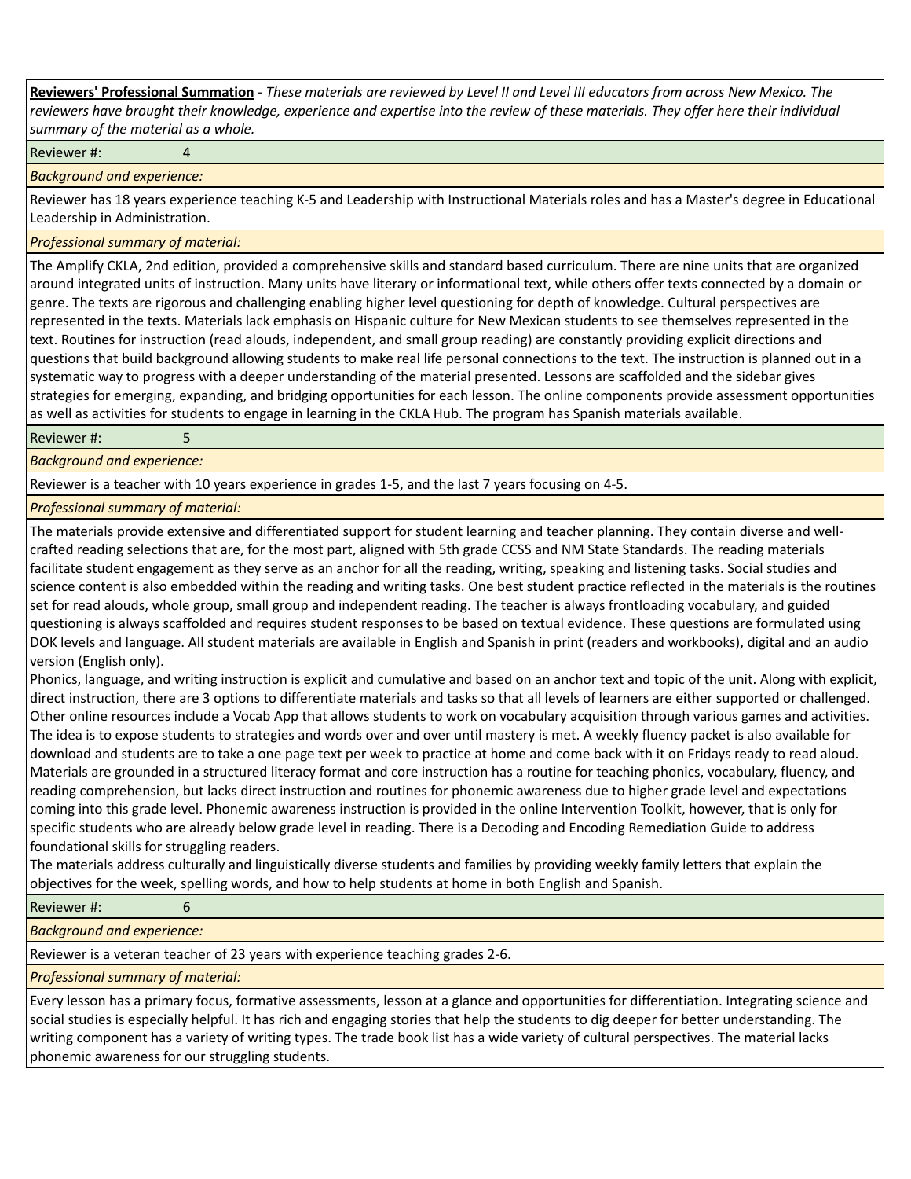**Reviewers' Professional Summation** - *These materials are reviewed by Level II and Level III educators from across New Mexico. The reviewers have brought their knowledge, experience and expertise into the review of these materials. They offer here their individual summary of the material as a whole.*

Reviewer #: 4

*Background and experience:*

Reviewer has 18 years experience teaching K-5 and Leadership with Instructional Materials roles and has a Master's degree in Educational Leadership in Administration.

*Professional summary of material:*

The Amplify CKLA, 2nd edition, provided a comprehensive skills and standard based curriculum. There are nine units that are organized around integrated units of instruction. Many units have literary or informational text, while others offer texts connected by a domain or genre. The texts are rigorous and challenging enabling higher level questioning for depth of knowledge. Cultural perspectives are represented in the texts. Materials lack emphasis on Hispanic culture for New Mexican students to see themselves represented in the text. Routines for instruction (read alouds, independent, and small group reading) are constantly providing explicit directions and questions that build background allowing students to make real life personal connections to the text. The instruction is planned out in a systematic way to progress with a deeper understanding of the material presented. Lessons are scaffolded and the sidebar gives strategies for emerging, expanding, and bridging opportunities for each lesson. The online components provide assessment opportunities as well as activities for students to engage in learning in the CKLA Hub. The program has Spanish materials available.

Reviewer #: 5

*Background and experience:*

Reviewer is a teacher with 10 years experience in grades 1-5, and the last 7 years focusing on 4-5.

*Professional summary of material:*

The materials provide extensive and differentiated support for student learning and teacher planning. They contain diverse and well-crafted reading selections that are, for the most part, aligned with 5th grade CCSS and NM State Standards. The reading materials facilitate student engagement as they serve as an anchor for all the reading, writing, speaking and listening tasks. Social studies and science content is also embedded within the reading and writing tasks. One best student practice reflected in the materials is the routines set for read alouds, whole group, small group and independent reading. The teacher is always frontloading vocabulary, and guided questioning is always scaffolded and requires student responses to be based on textual evidence. These questions are formulated using DOK levels and language. All student materials are available in English and Spanish in print (readers and workbooks), digital and an audio version (English only).
Phonics, language, and writing instruction is explicit and cumulative and based on an anchor text and topic of the unit. Along with explicit, direct instruction, there are 3 options to differentiate materials and tasks so that all levels of learners are either supported or challenged. Other online resources include a Vocab App that allows students to work on vocabulary acquisition through various games and activities. The idea is to expose students to strategies and words over and over until mastery is met. A weekly fluency packet is also available for download and students are to take a one page text per week to practice at home and come back with it on Fridays ready to read aloud. Materials are grounded in a structured literacy format and core instruction has a routine for teaching phonics, vocabulary, fluency, and reading comprehension, but lacks direct instruction and routines for phonemic awareness due to higher grade level and expectations coming into this grade level. Phonemic awareness instruction is provided in the online Intervention Toolkit, however, that is only for specific students who are already below grade level in reading. There is a Decoding and Encoding Remediation Guide to address foundational skills for struggling readers.
The materials address culturally and linguistically diverse students and families by providing weekly family letters that explain the objectives for the week, spelling words, and how to help students at home in both English and Spanish.

Reviewer #: 6

*Background and experience:*

Reviewer is a veteran teacher of 23 years with experience teaching grades 2-6.

*Professional summary of material:*

Every lesson has a primary focus, formative assessments, lesson at a glance and opportunities for differentiation. Integrating science and social studies is especially helpful. It has rich and engaging stories that help the students to dig deeper for better understanding. The writing component has a variety of writing types. The trade book list has a wide variety of cultural perspectives. The material lacks phonemic awareness for our struggling students.